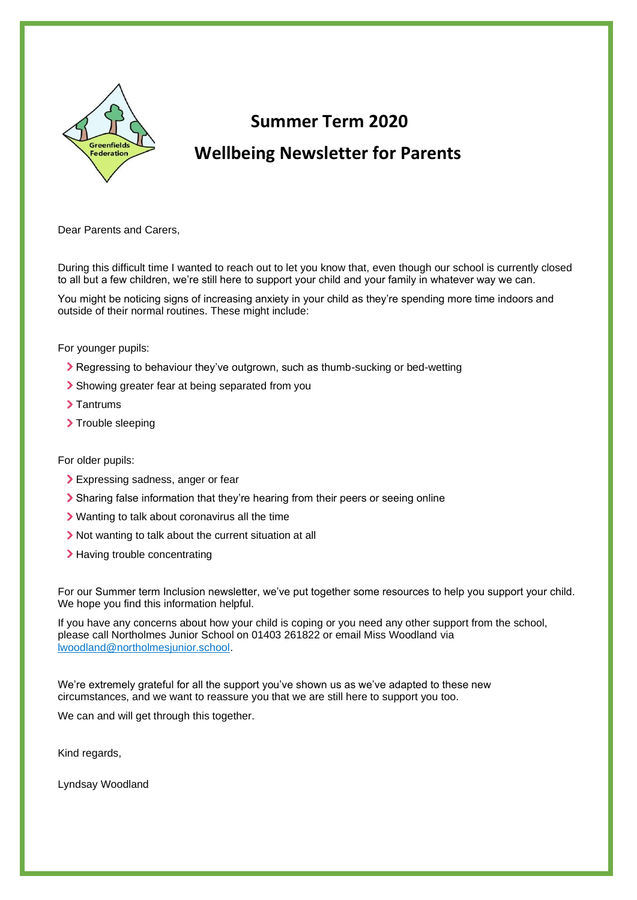# Summer Term 2020

# Wellbeing Newsletter for Parents

Dear Parents and Carers,

During this difficult time I wanted to reach out to let you know that, even though our school is currently closed to all but a few children, we're still here to support your child and your family in whatever way we can.

You might be noticing signs of increasing anxiety in your child as they're spending more time indoors and outside of their normal routines. These might include:

For younger pupils:

- Regressing to behaviour they've outgrown, such as thumb-sucking or bed-wetting
- Showing greater fear at being separated from you
- Tantrums
- Trouble sleeping

For older pupils:

- Expressing sadness, anger or fear
- Sharing false information that they're hearing from their peers or seeing online
- Wanting to talk about coronavirus all the time
- Not wanting to talk about the current situation at all
- Having trouble concentrating

For our Summer term Inclusion newsletter, we've put together some resources to help you support your child. We hope you find this information helpful.

If you have any concerns about how your child is coping or you need any other support from the school, please call Northolmes Junior School on 01403 261822 or email Miss Woodland via lwoodland@northolmesjunior.school.

We're extremely grateful for all the support you've shown us as we've adapted to these new circumstances, and we want to reassure you that we are still here to support you too.

We can and will get through this together.

Kind regards,

Lyndsay Woodland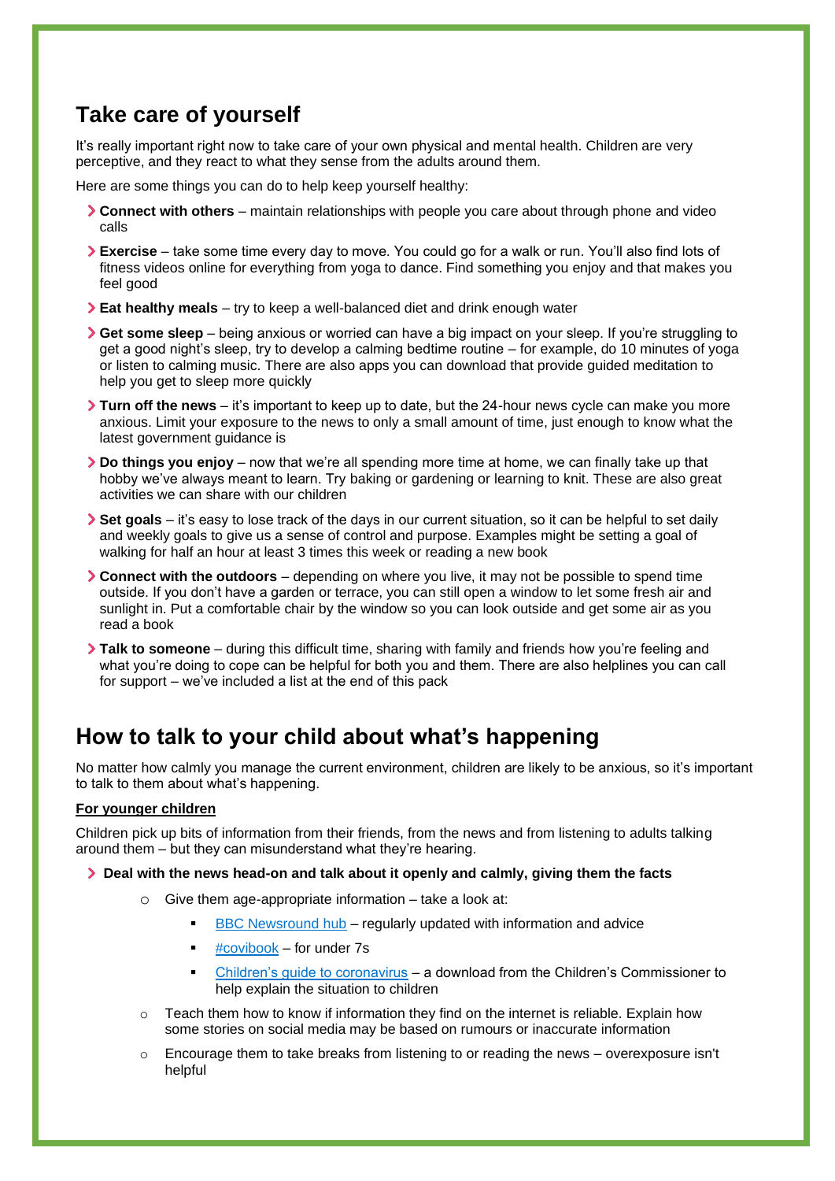## Take care of yourself

It's really important right now to take care of your own physical and mental health. Children are very perceptive, and they react to what they sense from the adults around them.

Here are some things you can do to help keep yourself healthy:

- **Connect with others** – maintain relationships with people you care about through phone and video calls
- **Exercise** – take some time every day to move. You could go for a walk or run. You'll also find lots of fitness videos online for everything from yoga to dance. Find something you enjoy and that makes you feel good
- **Eat healthy meals** – try to keep a well-balanced diet and drink enough water
- **Get some sleep** – being anxious or worried can have a big impact on your sleep. If you're struggling to get a good night's sleep, try to develop a calming bedtime routine – for example, do 10 minutes of yoga or listen to calming music. There are also apps you can download that provide guided meditation to help you get to sleep more quickly
- **Turn off the news** – it's important to keep up to date, but the 24-hour news cycle can make you more anxious. Limit your exposure to the news to only a small amount of time, just enough to know what the latest government guidance is
- **Do things you enjoy** – now that we're all spending more time at home, we can finally take up that hobby we've always meant to learn. Try baking or gardening or learning to knit. These are also great activities we can share with our children
- **Set goals** – it's easy to lose track of the days in our current situation, so it can be helpful to set daily and weekly goals to give us a sense of control and purpose. Examples might be setting a goal of walking for half an hour at least 3 times this week or reading a new book
- **Connect with the outdoors** – depending on where you live, it may not be possible to spend time outside. If you don't have a garden or terrace, you can still open a window to let some fresh air and sunlight in. Put a comfortable chair by the window so you can look outside and get some air as you read a book
- **Talk to someone** – during this difficult time, sharing with family and friends how you're feeling and what you're doing to cope can be helpful for both you and them. There are also helplines you can call for support – we've included a list at the end of this pack

## How to talk to your child about what's happening

No matter how calmly you manage the current environment, children are likely to be anxious, so it's important to talk to them about what's happening.

**For younger children**

Children pick up bits of information from their friends, from the news and from listening to adults talking around them – but they can misunderstand what they're hearing.

- **Deal with the news head-on and talk about it openly and calmly, giving them the facts**
  - Give them age-appropriate information – take a look at:
    - BBC Newsround hub – regularly updated with information and advice
    - #covibook – for under 7s
    - Children's guide to coronavirus – a download from the Children's Commissioner to help explain the situation to children
  - Teach them how to know if information they find on the internet is reliable. Explain how some stories on social media may be based on rumours or inaccurate information
  - Encourage them to take breaks from listening to or reading the news – overexposure isn't helpful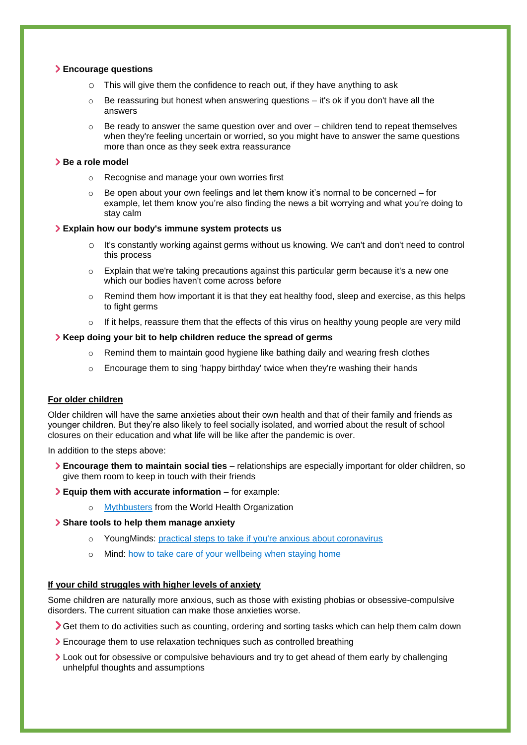- **Encourage questions**
  - This will give them the confidence to reach out, if they have anything to ask
  - Be reassuring but honest when answering questions – it's ok if you don't have all the answers
  - Be ready to answer the same question over and over – children tend to repeat themselves when they're feeling uncertain or worried, so you might have to answer the same questions more than once as they seek extra reassurance
- **Be a role model**
  - Recognise and manage your own worries first
  - Be open about your own feelings and let them know it's normal to be concerned – for example, let them know you're also finding the news a bit worrying and what you're doing to stay calm
- **Explain how our body's immune system protects us**
  - It's constantly working against germs without us knowing. We can't and don't need to control this process
  - Explain that we're taking precautions against this particular germ because it's a new one which our bodies haven't come across before
  - Remind them how important it is that they eat healthy food, sleep and exercise, as this helps to fight germs
  - If it helps, reassure them that the effects of this virus on healthy young people are very mild
- **Keep doing your bit to help children reduce the spread of germs**
  - Remind them to maintain good hygiene like bathing daily and wearing fresh clothes
  - Encourage them to sing 'happy birthday' twice when they're washing their hands

### For older children

Older children will have the same anxieties about their own health and that of their family and friends as younger children. But they're also likely to feel socially isolated, and worried about the result of school closures on their education and what life will be like after the pandemic is over.

In addition to the steps above:

- **Encourage them to maintain social ties** – relationships are especially important for older children, so give them room to keep in touch with their friends
- **Equip them with accurate information** – for example:
  - Mythbusters from the World Health Organization
- **Share tools to help them manage anxiety**
  - YoungMinds: practical steps to take if you're anxious about coronavirus
  - Mind: how to take care of your wellbeing when staying home

### If your child struggles with higher levels of anxiety

Some children are naturally more anxious, such as those with existing phobias or obsessive-compulsive disorders. The current situation can make those anxieties worse.

- Get them to do activities such as counting, ordering and sorting tasks which can help them calm down
- Encourage them to use relaxation techniques such as controlled breathing
- Look out for obsessive or compulsive behaviours and try to get ahead of them early by challenging unhelpful thoughts and assumptions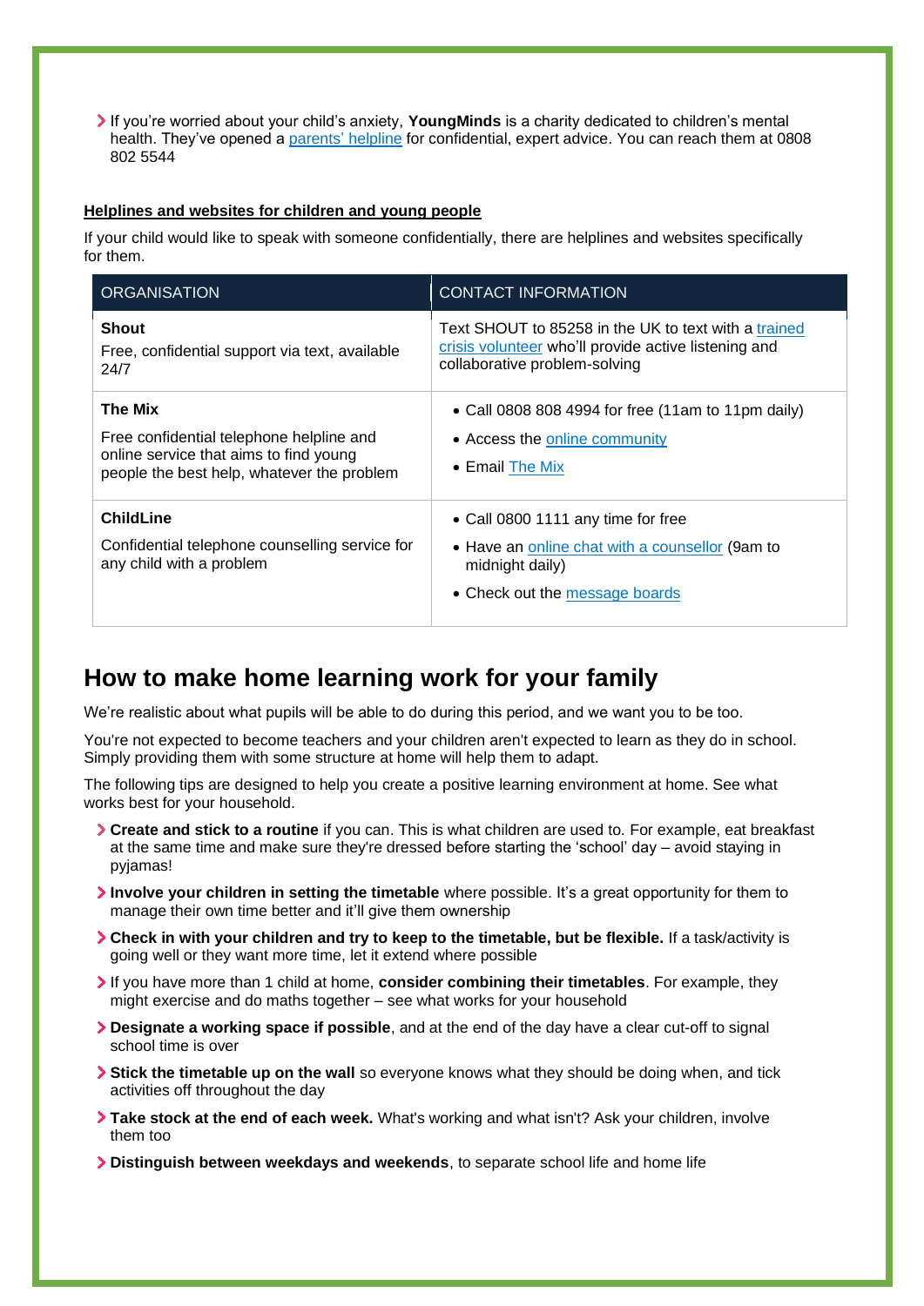- If you're worried about your child's anxiety, **YoungMinds** is a charity dedicated to children's mental health. They've opened a parents' helpline for confidential, expert advice. You can reach them at 0808 802 5544

**Helplines and websites for children and young people**

If your child would like to speak with someone confidentially, there are helplines and websites specifically for them.

| ORGANISATION | CONTACT INFORMATION |
|---|---|
| **Shout**<br>Free, confidential support via text, available 24/7 | Text SHOUT to 85258 in the UK to text with a trained crisis volunteer who'll provide active listening and collaborative problem-solving |
| **The Mix**<br>Free confidential telephone helpline and online service that aims to find young people the best help, whatever the problem | • Call 0808 808 4994 for free (11am to 11pm daily)<br>• Access the online community<br>• Email The Mix |
| **ChildLine**<br>Confidential telephone counselling service for any child with a problem | • Call 0800 1111 any time for free<br>• Have an online chat with a counsellor (9am to midnight daily)<br>• Check out the message boards |

## How to make home learning work for your family

We're realistic about what pupils will be able to do during this period, and we want you to be too.

You're not expected to become teachers and your children aren't expected to learn as they do in school. Simply providing them with some structure at home will help them to adapt.

The following tips are designed to help you create a positive learning environment at home. See what works best for your household.

- **Create and stick to a routine** if you can. This is what children are used to. For example, eat breakfast at the same time and make sure they're dressed before starting the 'school' day – avoid staying in pyjamas!
- **Involve your children in setting the timetable** where possible. It's a great opportunity for them to manage their own time better and it'll give them ownership
- **Check in with your children and try to keep to the timetable, but be flexible.** If a task/activity is going well or they want more time, let it extend where possible
- If you have more than 1 child at home, **consider combining their timetables**. For example, they might exercise and do maths together – see what works for your household
- **Designate a working space if possible**, and at the end of the day have a clear cut-off to signal school time is over
- **Stick the timetable up on the wall** so everyone knows what they should be doing when, and tick activities off throughout the day
- **Take stock at the end of each week.** What's working and what isn't? Ask your children, involve them too
- **Distinguish between weekdays and weekends**, to separate school life and home life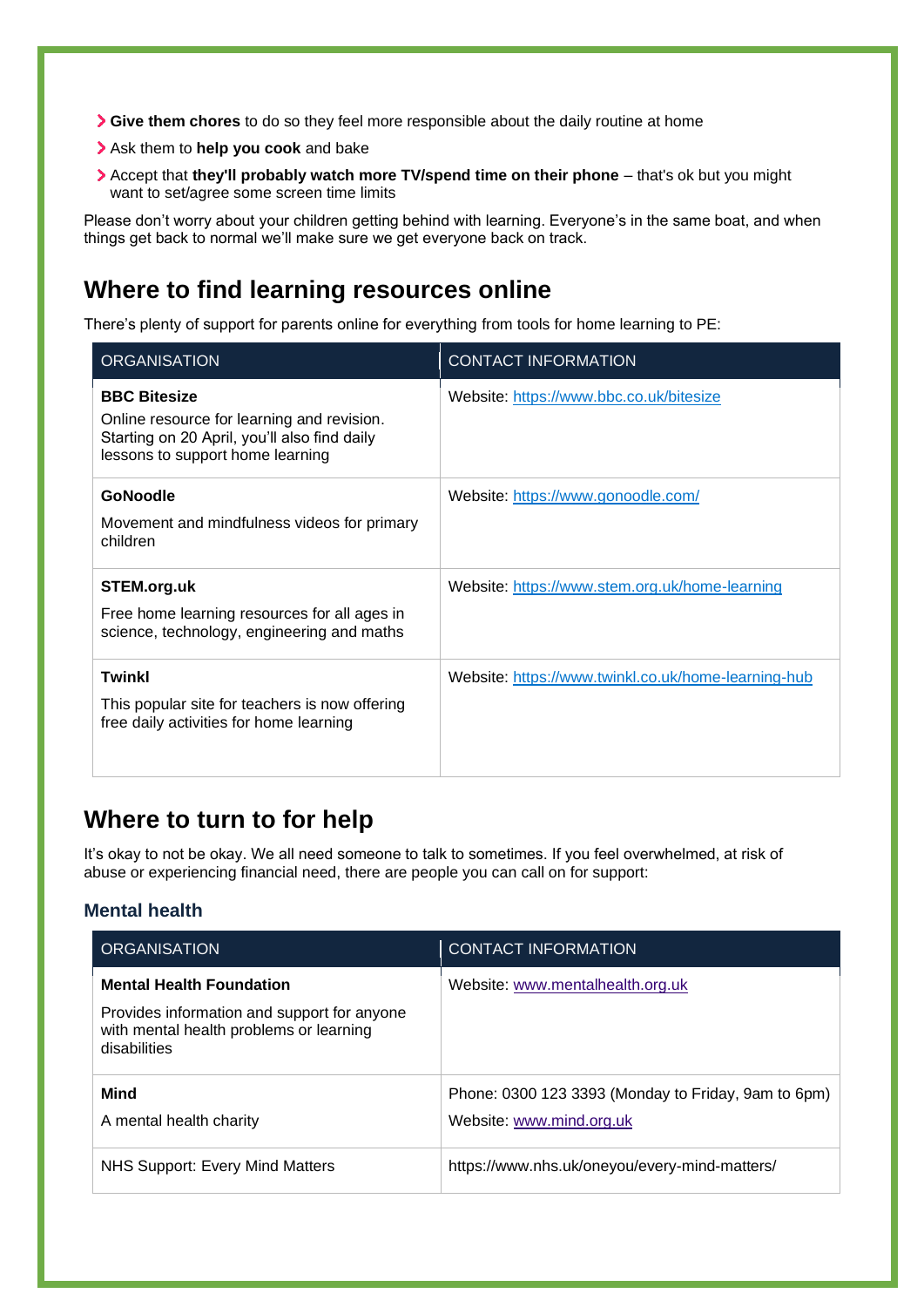- **Give them chores** to do so they feel more responsible about the daily routine at home
- Ask them to **help you cook** and bake
- Accept that **they'll probably watch more TV/spend time on their phone** – that's ok but you might want to set/agree some screen time limits

Please don't worry about your children getting behind with learning. Everyone's in the same boat, and when things get back to normal we'll make sure we get everyone back on track.

## Where to find learning resources online

There's plenty of support for parents online for everything from tools for home learning to PE:

| ORGANISATION | CONTACT INFORMATION |
|---|---|
| **BBC Bitesize**<br>Online resource for learning and revision. Starting on 20 April, you'll also find daily lessons to support home learning | Website: https://www.bbc.co.uk/bitesize |
| **GoNoodle**<br>Movement and mindfulness videos for primary children | Website: https://www.gonoodle.com/ |
| **STEM.org.uk**<br>Free home learning resources for all ages in science, technology, engineering and maths | Website: https://www.stem.org.uk/home-learning |
| **Twinkl**<br>This popular site for teachers is now offering free daily activities for home learning | Website: https://www.twinkl.co.uk/home-learning-hub |

## Where to turn to for help

It's okay to not be okay. We all need someone to talk to sometimes. If you feel overwhelmed, at risk of abuse or experiencing financial need, there are people you can call on for support:

### Mental health

| ORGANISATION | CONTACT INFORMATION |
|---|---|
| **Mental Health Foundation**<br>Provides information and support for anyone with mental health problems or learning disabilities | Website: www.mentalhealth.org.uk |
| **Mind**<br>A mental health charity | Phone: 0300 123 3393 (Monday to Friday, 9am to 6pm)<br>Website: www.mind.org.uk |
| NHS Support: Every Mind Matters | https://www.nhs.uk/oneyou/every-mind-matters/ |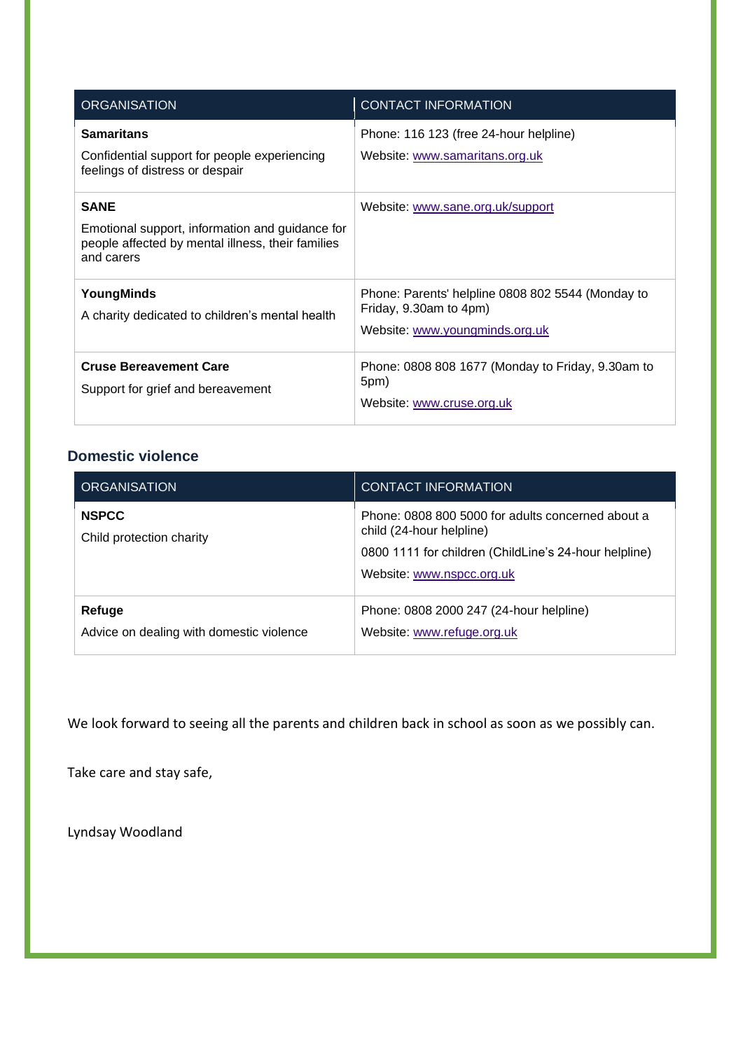| ORGANISATION | CONTACT INFORMATION |
|---|---|
| **Samaritans**<br>Confidential support for people experiencing feelings of distress or despair | Phone: 116 123 (free 24-hour helpline)<br>Website: www.samaritans.org.uk |
| **SANE**<br>Emotional support, information and guidance for people affected by mental illness, their families and carers | Website: www.sane.org.uk/support |
| **YoungMinds**<br>A charity dedicated to children's mental health | Phone: Parents' helpline 0808 802 5544 (Monday to Friday, 9.30am to 4pm)<br>Website: www.youngminds.org.uk |
| **Cruse Bereavement Care**<br>Support for grief and bereavement | Phone: 0808 808 1677 (Monday to Friday, 9.30am to 5pm)<br>Website: www.cruse.org.uk |

### Domestic violence

| ORGANISATION | CONTACT INFORMATION |
|---|---|
| **NSPCC**<br>Child protection charity | Phone: 0808 800 5000 for adults concerned about a child (24-hour helpline)<br>0800 1111 for children (ChildLine's 24-hour helpline)<br>Website: www.nspcc.org.uk |
| **Refuge**<br>Advice on dealing with domestic violence | Phone: 0808 2000 247 (24-hour helpline)<br>Website: www.refuge.org.uk |

We look forward to seeing all the parents and children back in school as soon as we possibly can.

Take care and stay safe,

Lyndsay Woodland